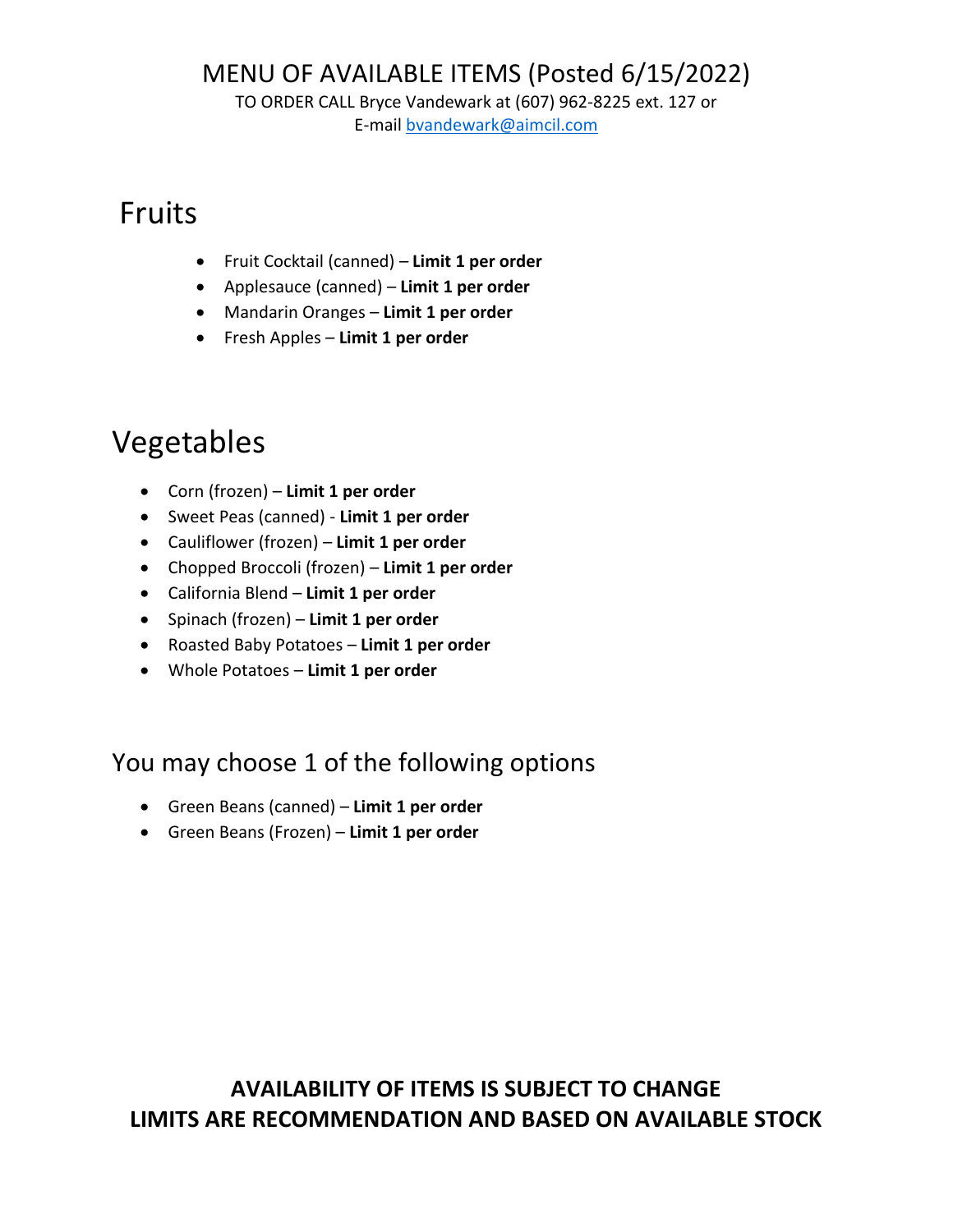# MENU OF AVAILABLE ITEMS (Posted 6/15/2022)

TO ORDER CALL Bryce Vandewark at (607) 962-8225 ext. 127 or
E-mail bvandewark@aimcil.com

## Fruits

- Fruit Cocktail (canned) – **Limit 1 per order**
- Applesauce (canned) – **Limit 1 per order**
- Mandarin Oranges – **Limit 1 per order**
- Fresh Apples – **Limit 1 per order**

## Vegetables

- Corn (frozen) – **Limit 1 per order**
- Sweet Peas (canned) - **Limit 1 per order**
- Cauliflower (frozen) – **Limit 1 per order**
- Chopped Broccoli (frozen) – **Limit 1 per order**
- California Blend – **Limit 1 per order**
- Spinach (frozen) – **Limit 1 per order**
- Roasted Baby Potatoes – **Limit 1 per order**
- Whole Potatoes – **Limit 1 per order**

### You may choose 1 of the following options

- Green Beans (canned) – **Limit 1 per order**
- Green Beans (Frozen) – **Limit 1 per order**

**AVAILABILITY OF ITEMS IS SUBJECT TO CHANGE**
**LIMITS ARE RECOMMENDATION AND BASED ON AVAILABLE STOCK**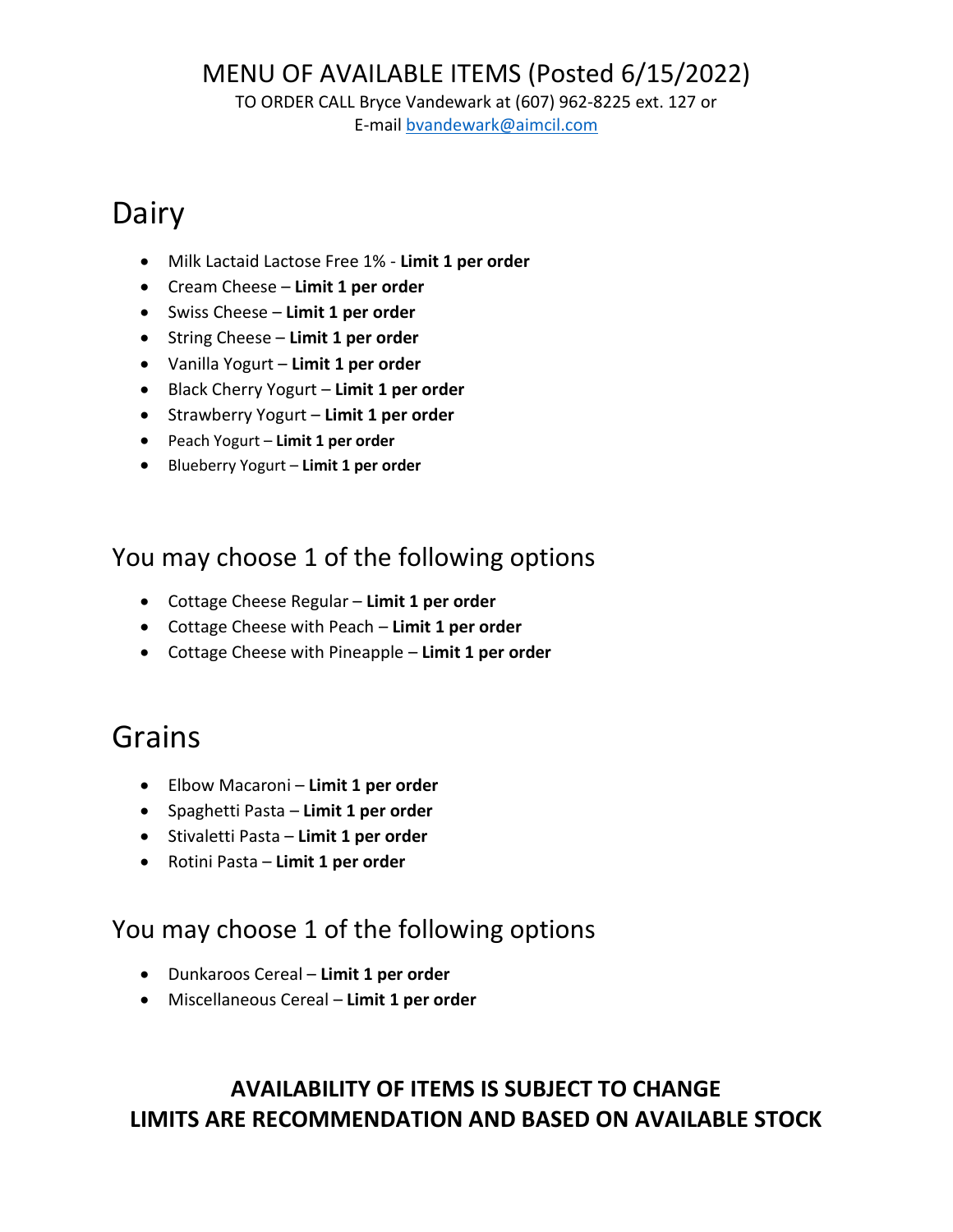# MENU OF AVAILABLE ITEMS (Posted 6/15/2022)

TO ORDER CALL Bryce Vandewark at (607) 962-8225 ext. 127 or
E-mail bvandewark@aimcil.com

## Dairy

- Milk Lactaid Lactose Free 1% - **Limit 1 per order**
- Cream Cheese – **Limit 1 per order**
- Swiss Cheese – **Limit 1 per order**
- String Cheese – **Limit 1 per order**
- Vanilla Yogurt – **Limit 1 per order**
- Black Cherry Yogurt – **Limit 1 per order**
- Strawberry Yogurt – **Limit 1 per order**
- Peach Yogurt – **Limit 1 per order**
- Blueberry Yogurt – **Limit 1 per order**

### You may choose 1 of the following options

- Cottage Cheese Regular – **Limit 1 per order**
- Cottage Cheese with Peach – **Limit 1 per order**
- Cottage Cheese with Pineapple – **Limit 1 per order**

## Grains

- Elbow Macaroni – **Limit 1 per order**
- Spaghetti Pasta – **Limit 1 per order**
- Stivaletti Pasta – **Limit 1 per order**
- Rotini Pasta – **Limit 1 per order**

### You may choose 1 of the following options

- Dunkaroos Cereal – **Limit 1 per order**
- Miscellaneous Cereal – **Limit 1 per order**

**AVAILABILITY OF ITEMS IS SUBJECT TO CHANGE**
**LIMITS ARE RECOMMENDATION AND BASED ON AVAILABLE STOCK**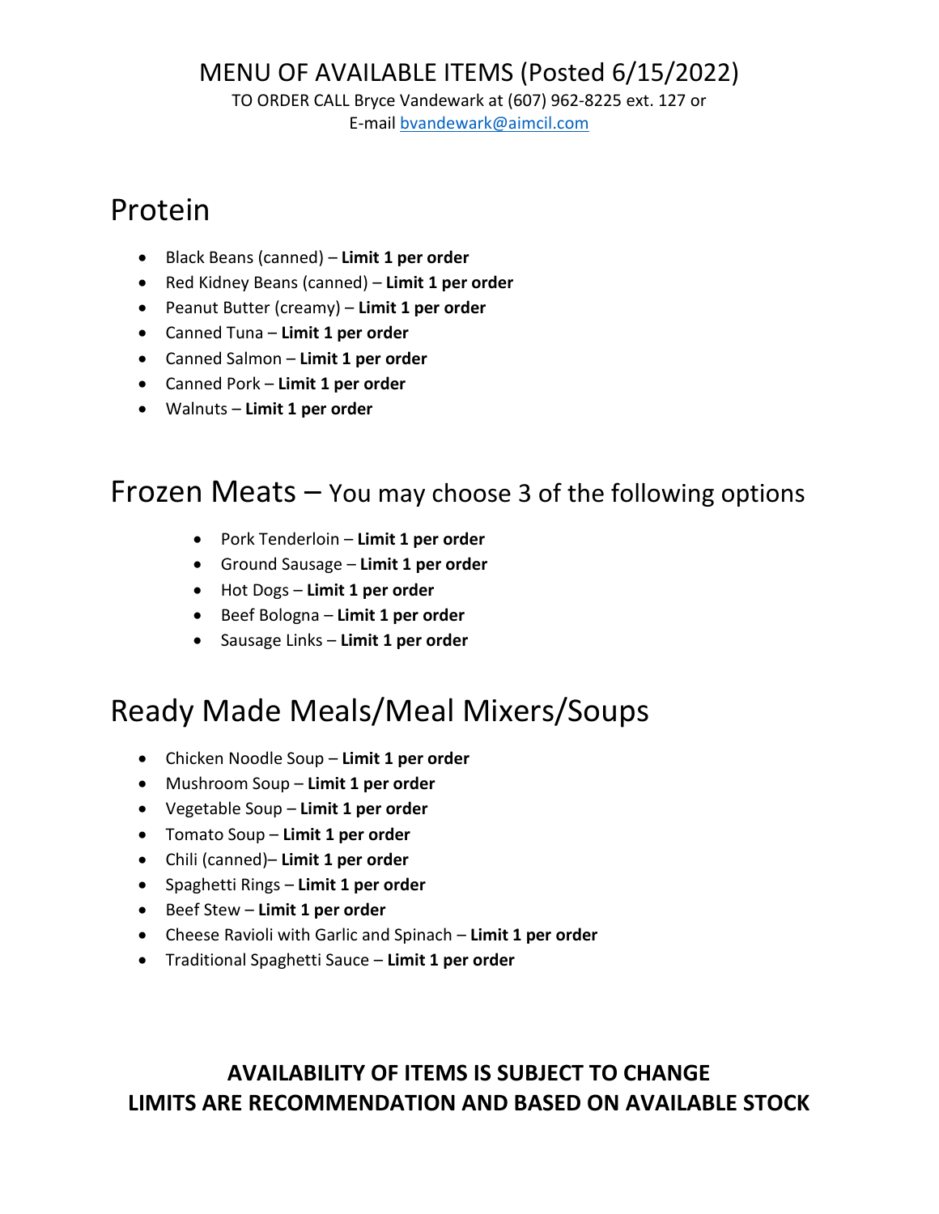MENU OF AVAILABLE ITEMS (Posted 6/15/2022)

TO ORDER CALL Bryce Vandewark at (607) 962-8225 ext. 127 or
E-mail bvandewark@aimcil.com

# Protein

- Black Beans (canned) – **Limit 1 per order**
- Red Kidney Beans (canned) – **Limit 1 per order**
- Peanut Butter (creamy) – **Limit 1 per order**
- Canned Tuna – **Limit 1 per order**
- Canned Salmon – **Limit 1 per order**
- Canned Pork – **Limit 1 per order**
- Walnuts – **Limit 1 per order**

# Frozen Meats – You may choose 3 of the following options

- Pork Tenderloin – **Limit 1 per order**
- Ground Sausage – **Limit 1 per order**
- Hot Dogs – **Limit 1 per order**
- Beef Bologna – **Limit 1 per order**
- Sausage Links – **Limit 1 per order**

# Ready Made Meals/Meal Mixers/Soups

- Chicken Noodle Soup – **Limit 1 per order**
- Mushroom Soup – **Limit 1 per order**
- Vegetable Soup – **Limit 1 per order**
- Tomato Soup – **Limit 1 per order**
- Chili (canned)– **Limit 1 per order**
- Spaghetti Rings – **Limit 1 per order**
- Beef Stew – **Limit 1 per order**
- Cheese Ravioli with Garlic and Spinach – **Limit 1 per order**
- Traditional Spaghetti Sauce – **Limit 1 per order**

**AVAILABILITY OF ITEMS IS SUBJECT TO CHANGE**
**LIMITS ARE RECOMMENDATION AND BASED ON AVAILABLE STOCK**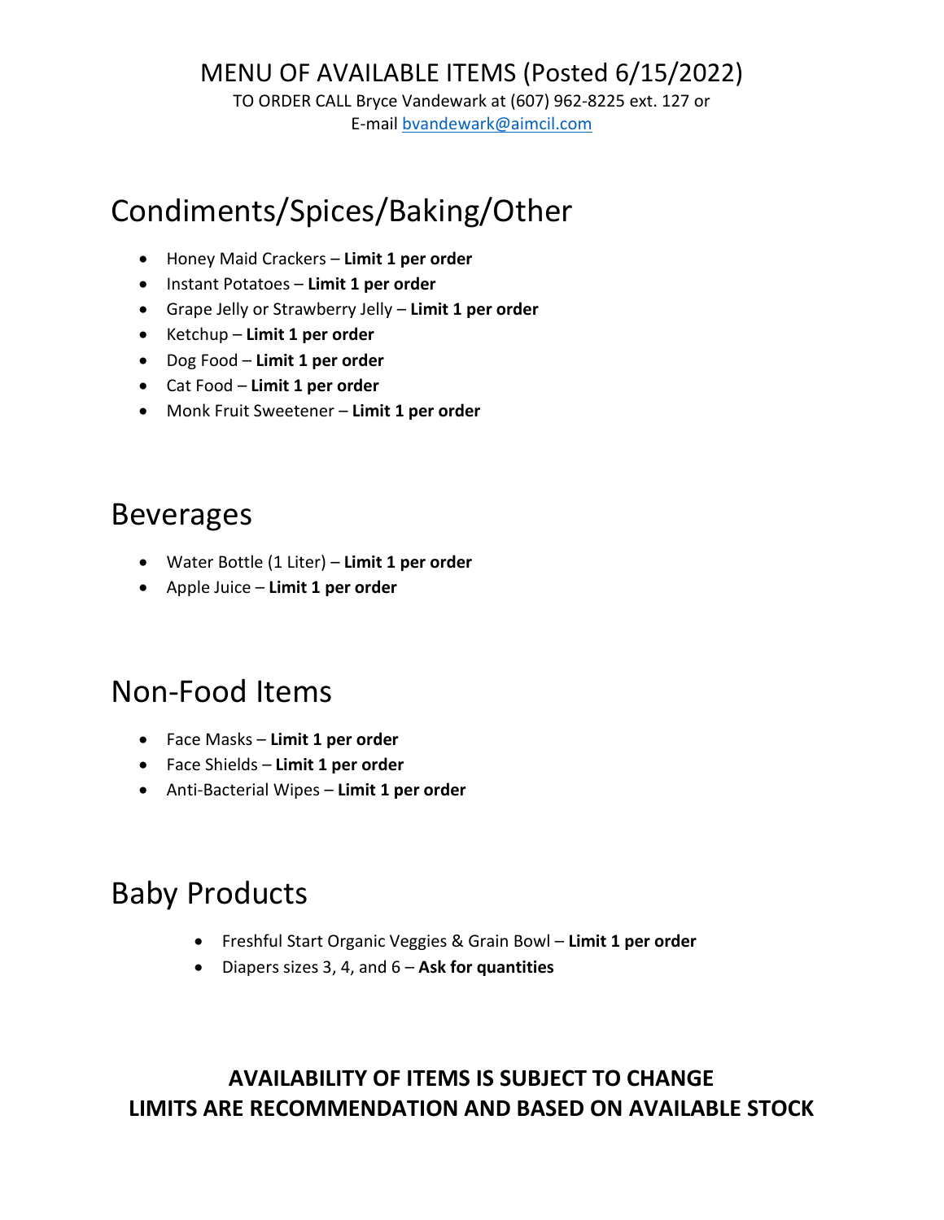MENU OF AVAILABLE ITEMS (Posted 6/15/2022)

TO ORDER CALL Bryce Vandewark at (607) 962-8225 ext. 127 or
E-mail bvandewark@aimcil.com

# Condiments/Spices/Baking/Other

- Honey Maid Crackers – **Limit 1 per order**
- Instant Potatoes – **Limit 1 per order**
- Grape Jelly or Strawberry Jelly – **Limit 1 per order**
- Ketchup – **Limit 1 per order**
- Dog Food – **Limit 1 per order**
- Cat Food – **Limit 1 per order**
- Monk Fruit Sweetener – **Limit 1 per order**

# Beverages

- Water Bottle (1 Liter) – **Limit 1 per order**
- Apple Juice – **Limit 1 per order**

# Non-Food Items

- Face Masks – **Limit 1 per order**
- Face Shields – **Limit 1 per order**
- Anti-Bacterial Wipes – **Limit 1 per order**

# Baby Products

- Freshful Start Organic Veggies & Grain Bowl – **Limit 1 per order**
- Diapers sizes 3, 4, and 6 – **Ask for quantities**

**AVAILABILITY OF ITEMS IS SUBJECT TO CHANGE**
**LIMITS ARE RECOMMENDATION AND BASED ON AVAILABLE STOCK**